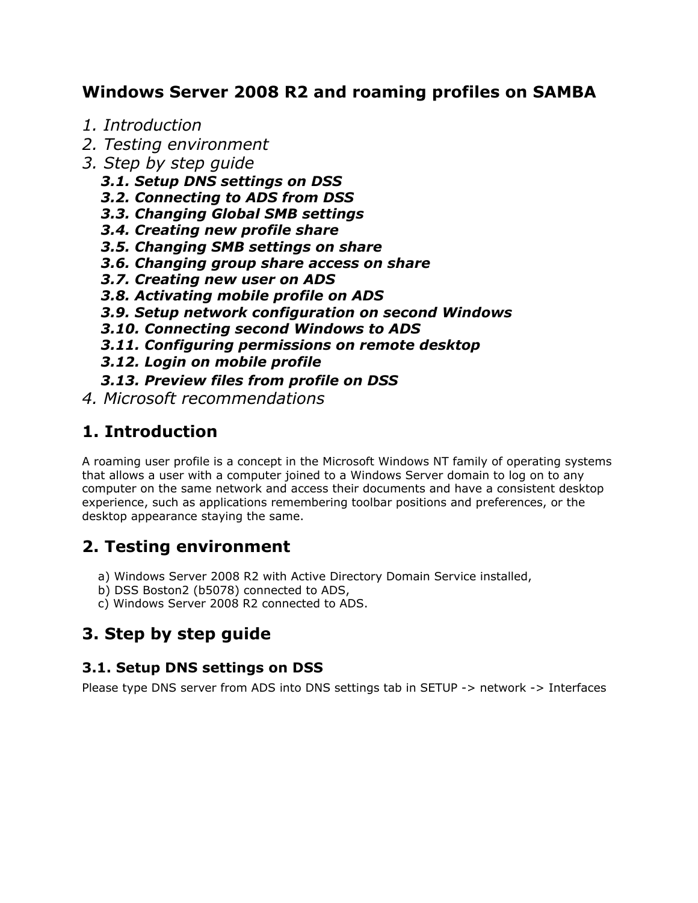# Windows Server 2008 R2 and roaming profiles on SAMBA

*1. Introduction*
*2. Testing environment*
*3. Step by step guide*
- ***3.1. Setup DNS settings on DSS***
- ***3.2. Connecting to ADS from DSS***
- ***3.3. Changing Global SMB settings***
- ***3.4. Creating new profile share***
- ***3.5. Changing SMB settings on share***
- ***3.6. Changing group share access on share***
- ***3.7. Creating new user on ADS***
- ***3.8. Activating mobile profile on ADS***
- ***3.9. Setup network configuration on second Windows***
- ***3.10. Connecting second Windows to ADS***
- ***3.11. Configuring permissions on remote desktop***
- ***3.12. Login on mobile profile***
- ***3.13. Preview files from profile on DSS***

*4. Microsoft recommendations*

## 1. Introduction

A roaming user profile is a concept in the Microsoft Windows NT family of operating systems that allows a user with a computer joined to a Windows Server domain to log on to any computer on the same network and access their documents and have a consistent desktop experience, such as applications remembering toolbar positions and preferences, or the desktop appearance staying the same.

## 2. Testing environment

a) Windows Server 2008 R2 with Active Directory Domain Service installed,
b) DSS Boston2 (b5078) connected to ADS,
c) Windows Server 2008 R2 connected to ADS.

## 3. Step by step guide

### 3.1. Setup DNS settings on DSS

Please type DNS server from ADS into DNS settings tab in SETUP -> network -> Interfaces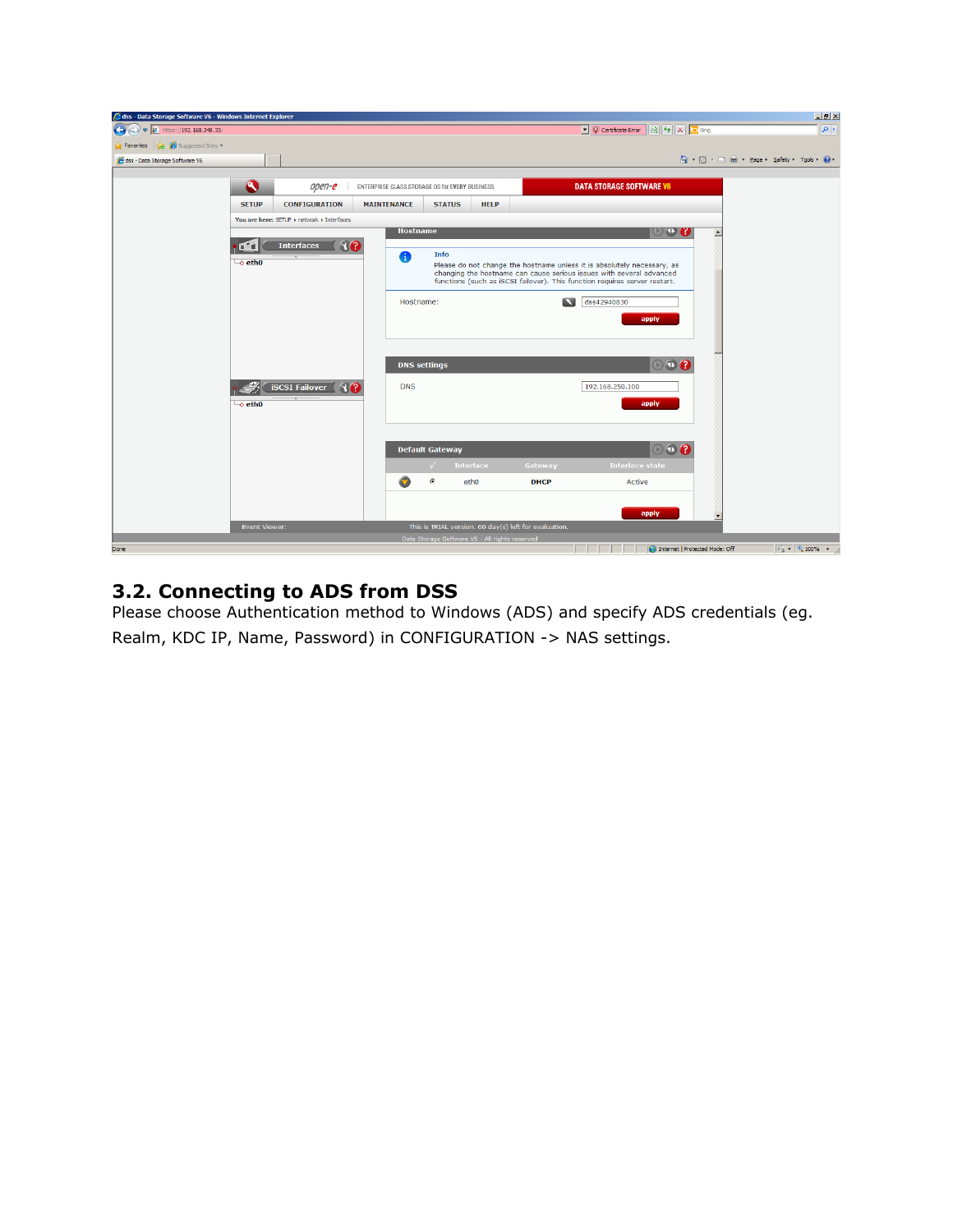## 3.2. Connecting to ADS from DSS

Please choose Authentication method to Windows (ADS) and specify ADS credentials (eg. Realm, KDC IP, Name, Password) in CONFIGURATION -> NAS settings.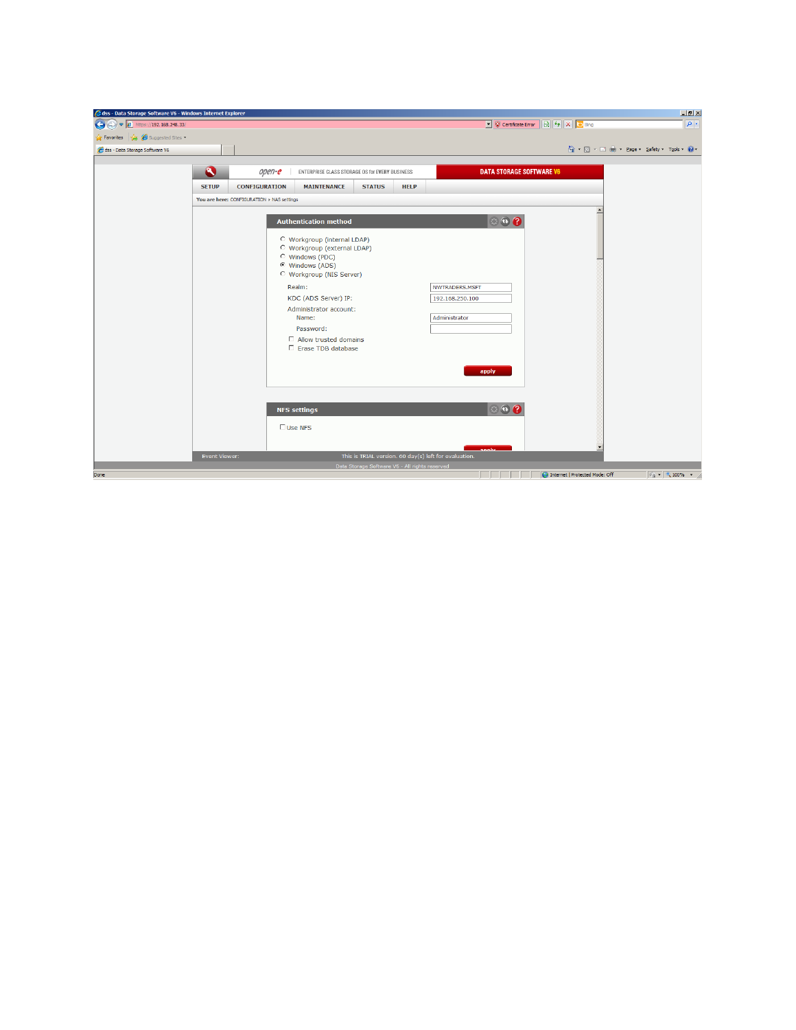dss - Data Storage Software V6 - Windows Internet Explorer

https://192.168.248.33/

open-e | ENTERPRISE CLASS STORAGE OS for EVERY BUSINESS | DATA STORAGE SOFTWARE V6

SETUP | CONFIGURATION | MAINTENANCE | STATUS | HELP

You are here: CONFIGURATION › NAS settings

**Authentication method**

- Workgroup (internal LDAP)
- Workgroup (external LDAP)
- Windows (PDC)
- Windows (ADS)
- Workgroup (NIS Server)

Realm: NWTRADERS.MSFT

KDC (ADS Server) IP: 192.168.250.100

Administrator account:

Name: Administrator

Password:

- Allow trusted domains
- Erase TDB database

apply

**NFS settings**

- Use NFS

apply

Event Viewer: This is TRIAL version. 60 day(s) left for evaluation.

Data Storage Software V6 - All rights reserved

Done | Internet | Protected Mode: Off | 100%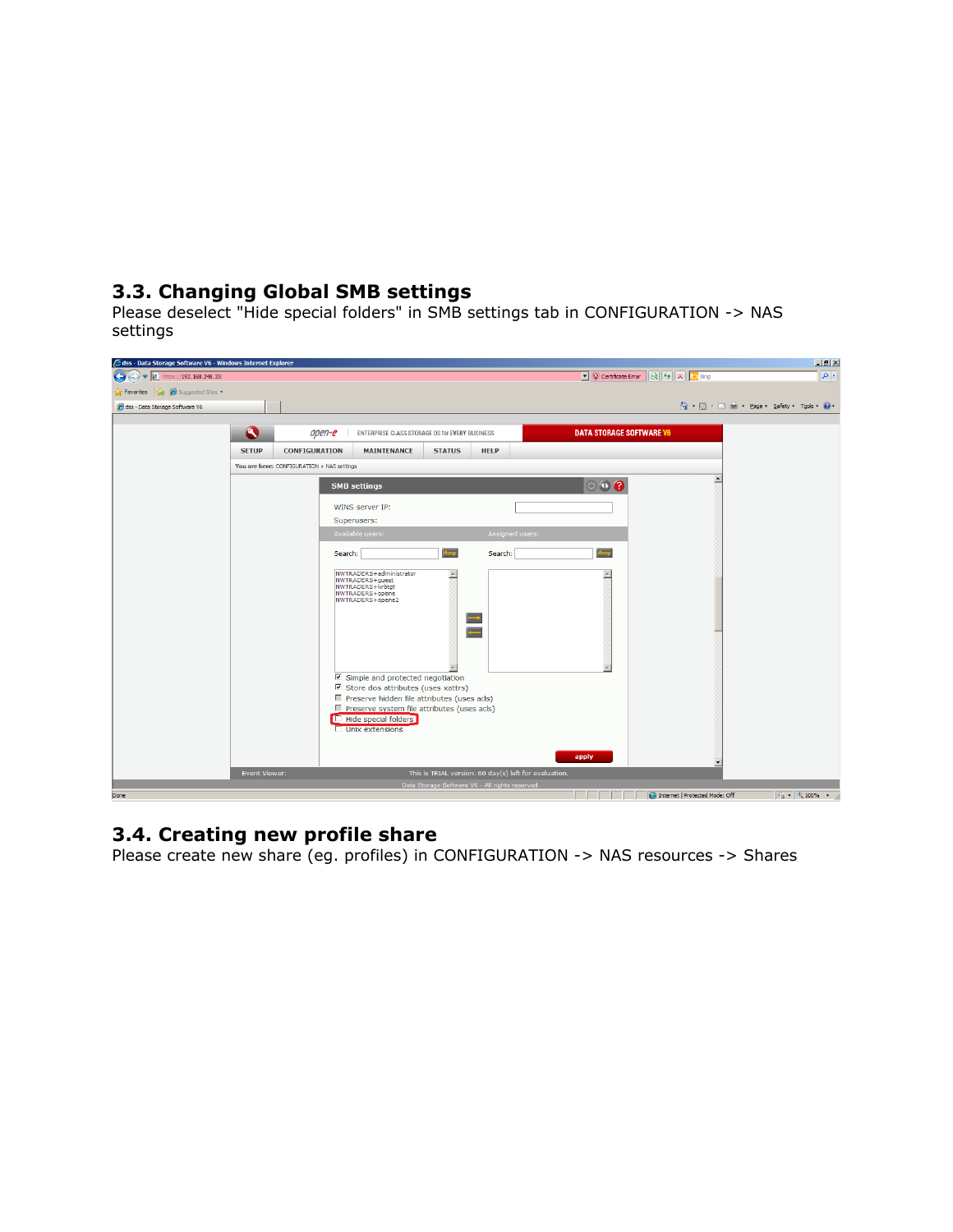## 3.3. Changing Global SMB settings

Please deselect "Hide special folders" in SMB settings tab in CONFIGURATION -> NAS settings

## 3.4. Creating new profile share

Please create new share (eg. profiles) in CONFIGURATION -> NAS resources -> Shares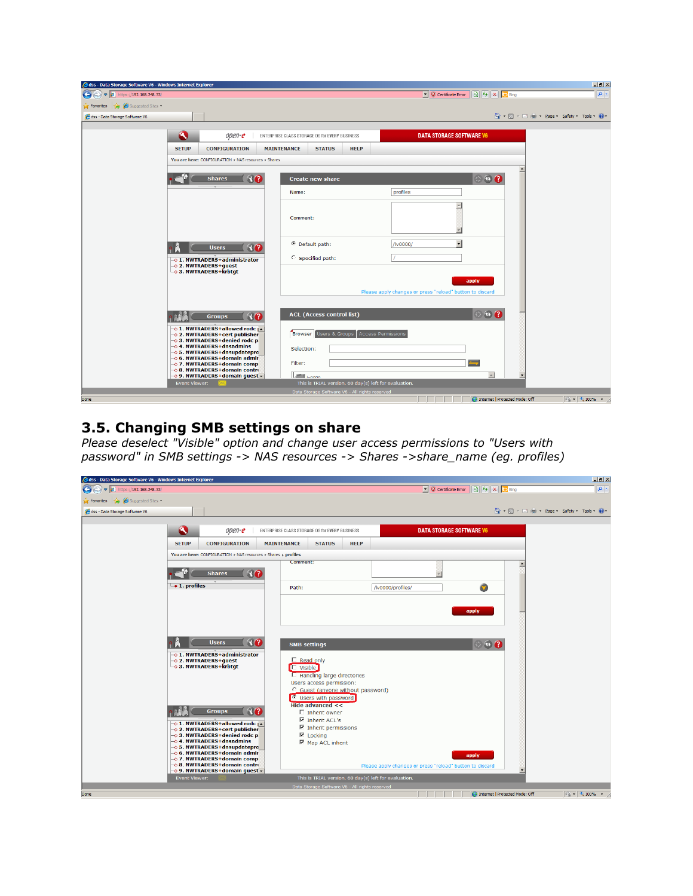## 3.5. Changing SMB settings on share

*Please deselect "Visible" option and change user access permissions to "Users with password" in SMB settings -> NAS resources -> Shares ->share_name (eg. profiles)*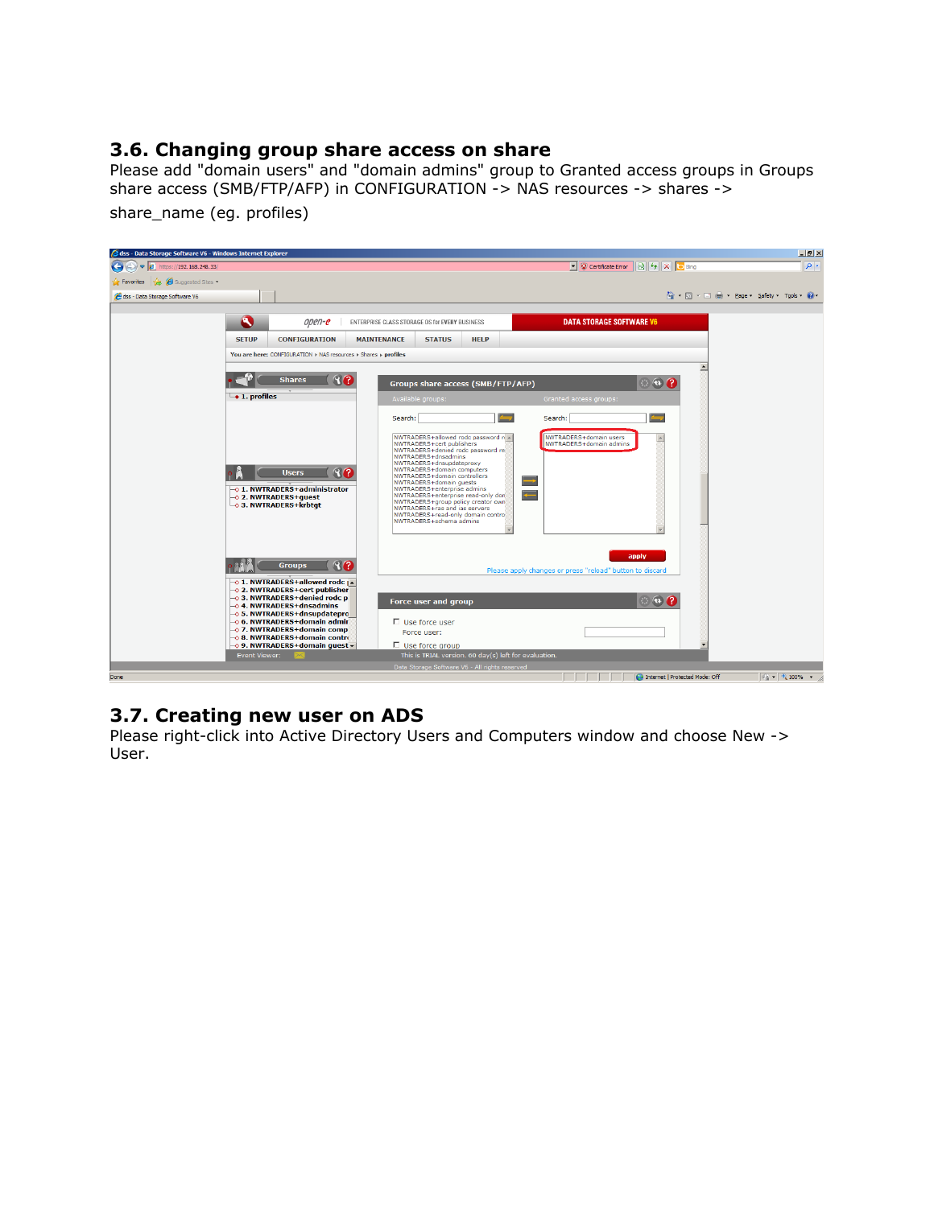## 3.6. Changing group share access on share

Please add "domain users" and "domain admins" group to Granted access groups in Groups share access (SMB/FTP/AFP) in CONFIGURATION -> NAS resources -> shares -> share_name (eg. profiles)

## 3.7. Creating new user on ADS

Please right-click into Active Directory Users and Computers window and choose New -> User.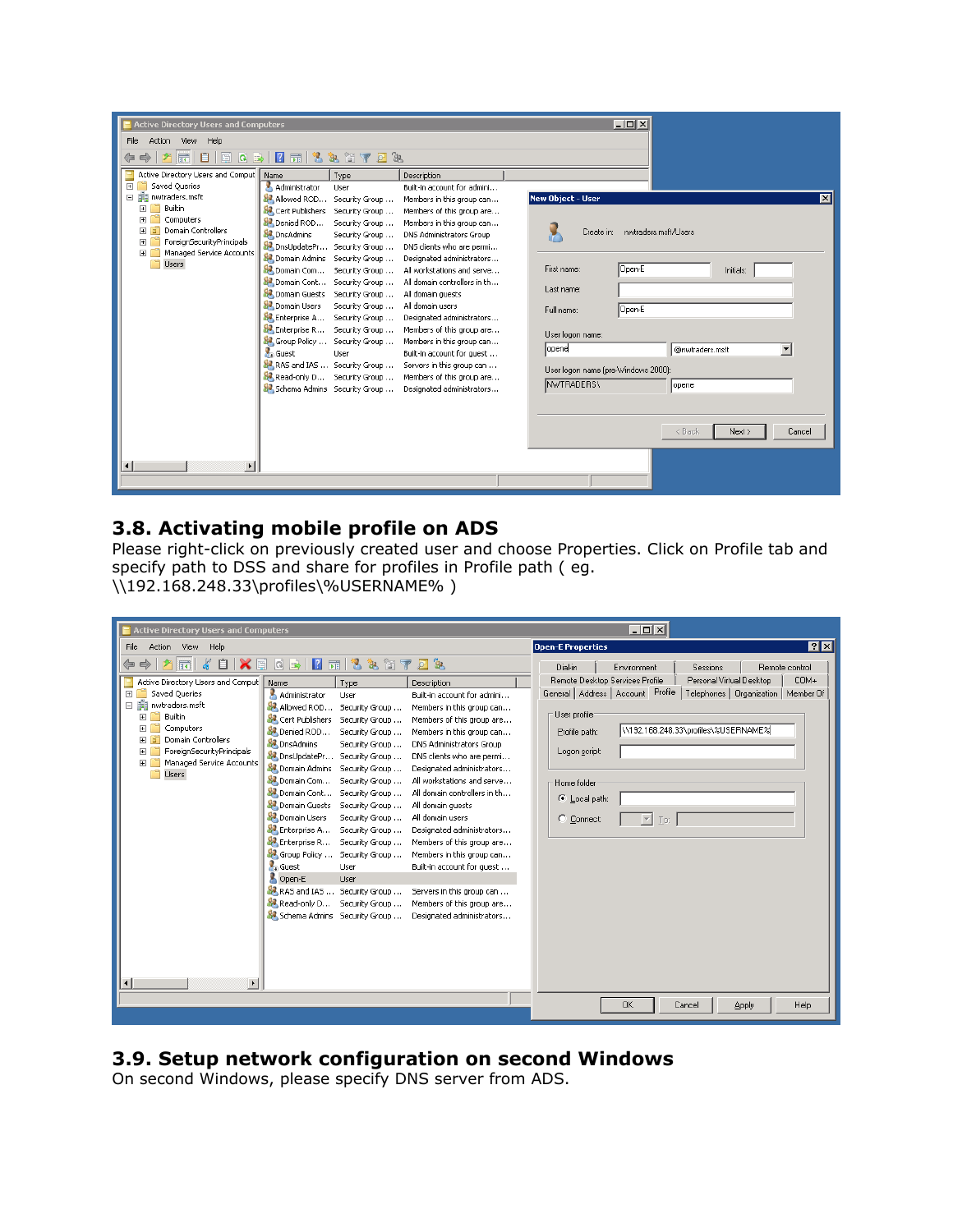## 3.8. Activating mobile profile on ADS

Please right-click on previously created user and choose Properties. Click on Profile tab and specify path to DSS and share for profiles in Profile path ( eg. \\192.168.248.33\profiles\%USERNAME% )

## 3.9. Setup network configuration on second Windows

On second Windows, please specify DNS server from ADS.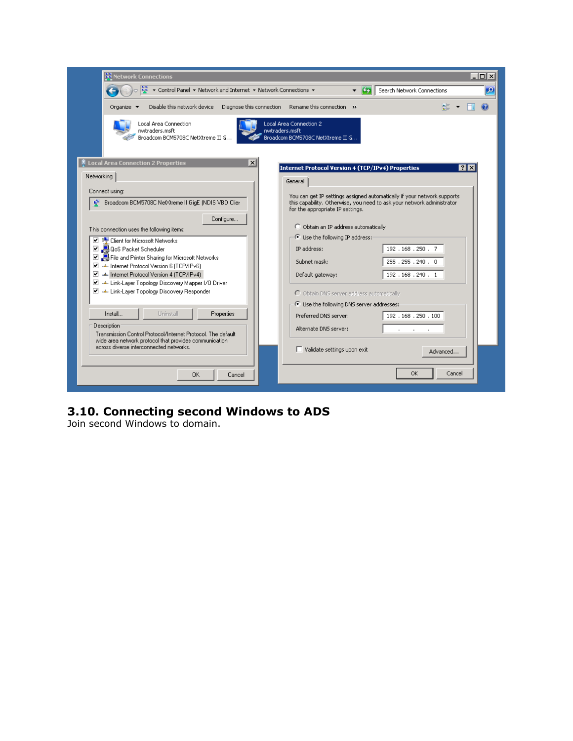## 3.10. Connecting second Windows to ADS

Join second Windows to domain.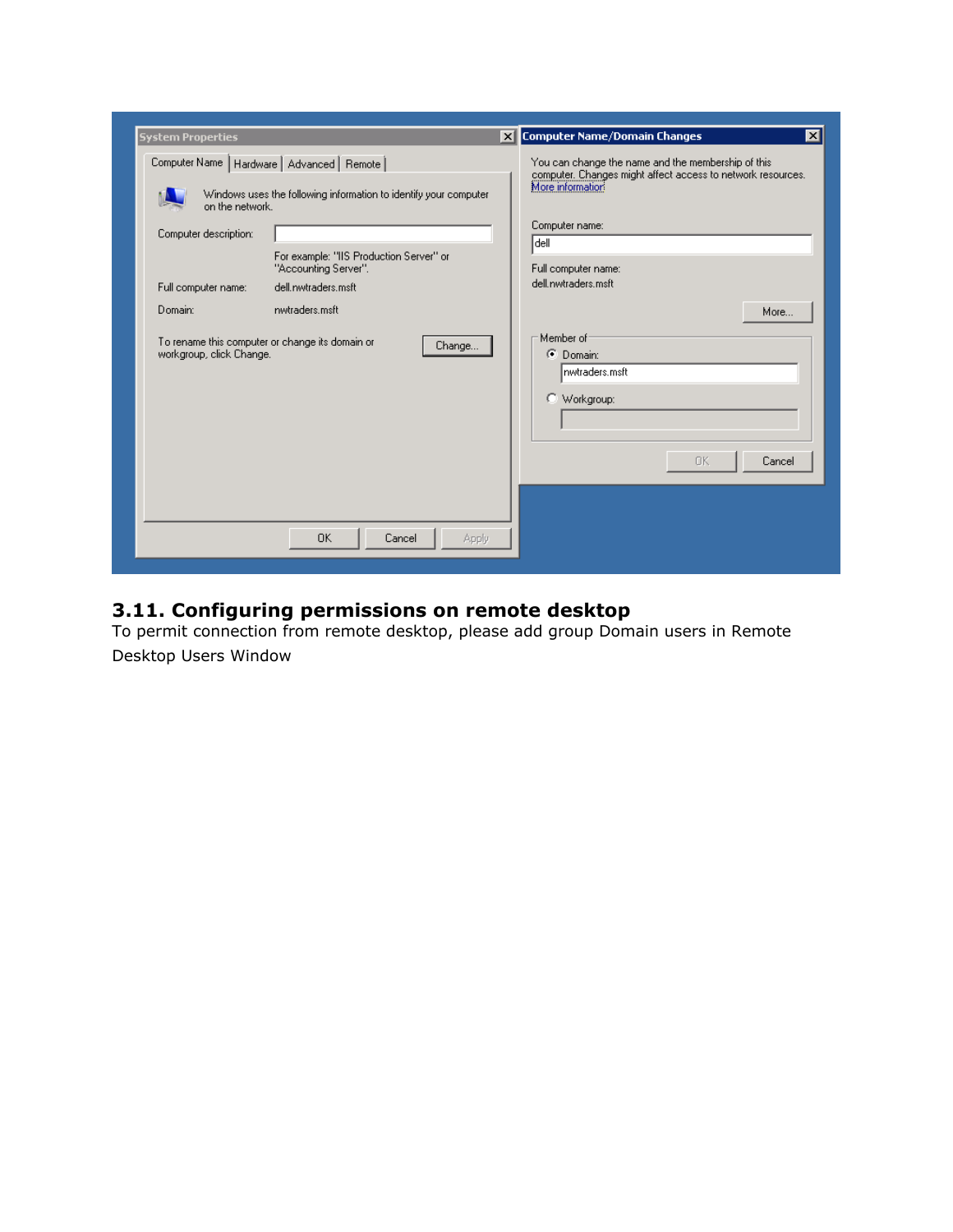## 3.11. Configuring permissions on remote desktop

To permit connection from remote desktop, please add group Domain users in Remote Desktop Users Window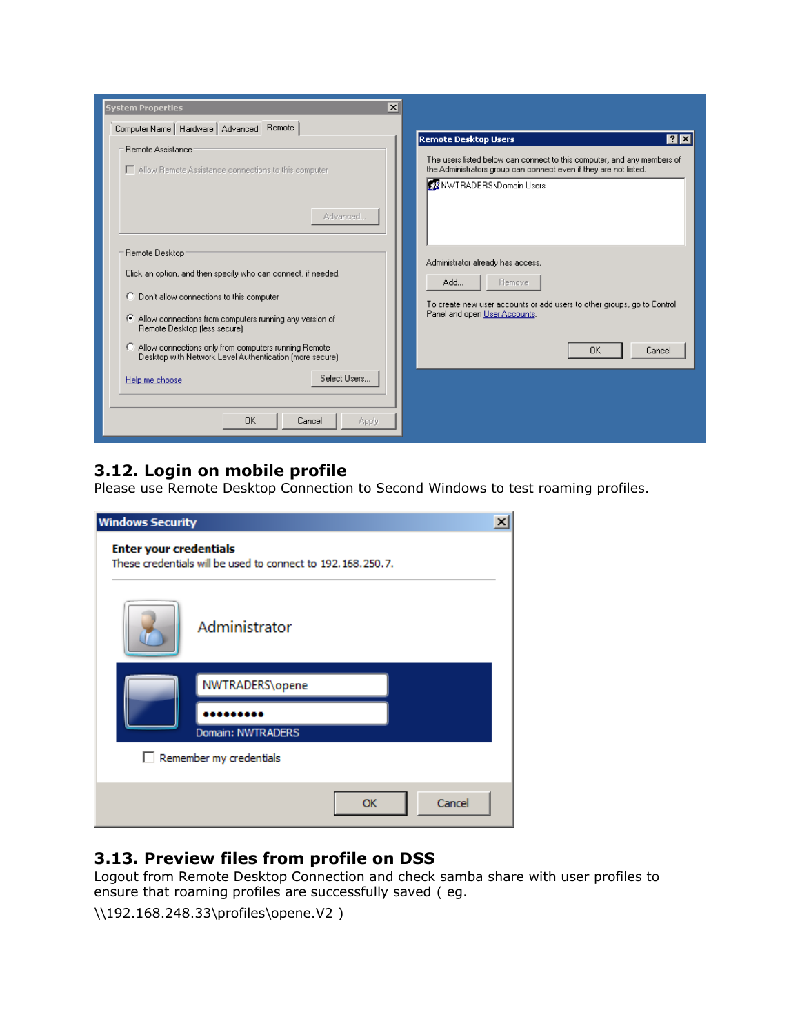## 3.12. Login on mobile profile

Please use Remote Desktop Connection to Second Windows to test roaming profiles.

## 3.13. Preview files from profile on DSS

Logout from Remote Desktop Connection and check samba share with user profiles to ensure that roaming profiles are successfully saved ( eg.

\\192.168.248.33\profiles\opene.V2 )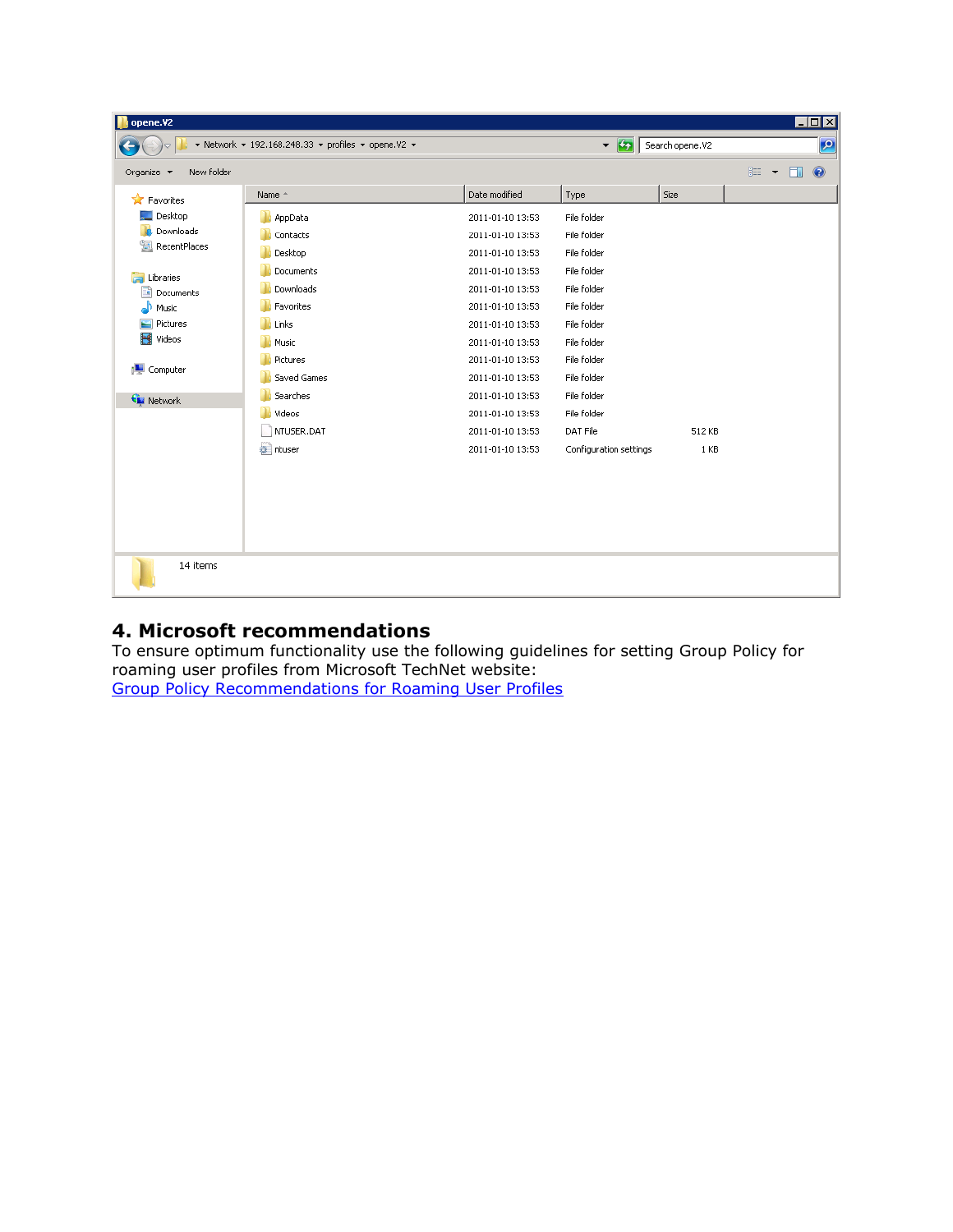## 4. Microsoft recommendations

To ensure optimum functionality use the following guidelines for setting Group Policy for roaming user profiles from Microsoft TechNet website:

Group Policy Recommendations for Roaming User Profiles